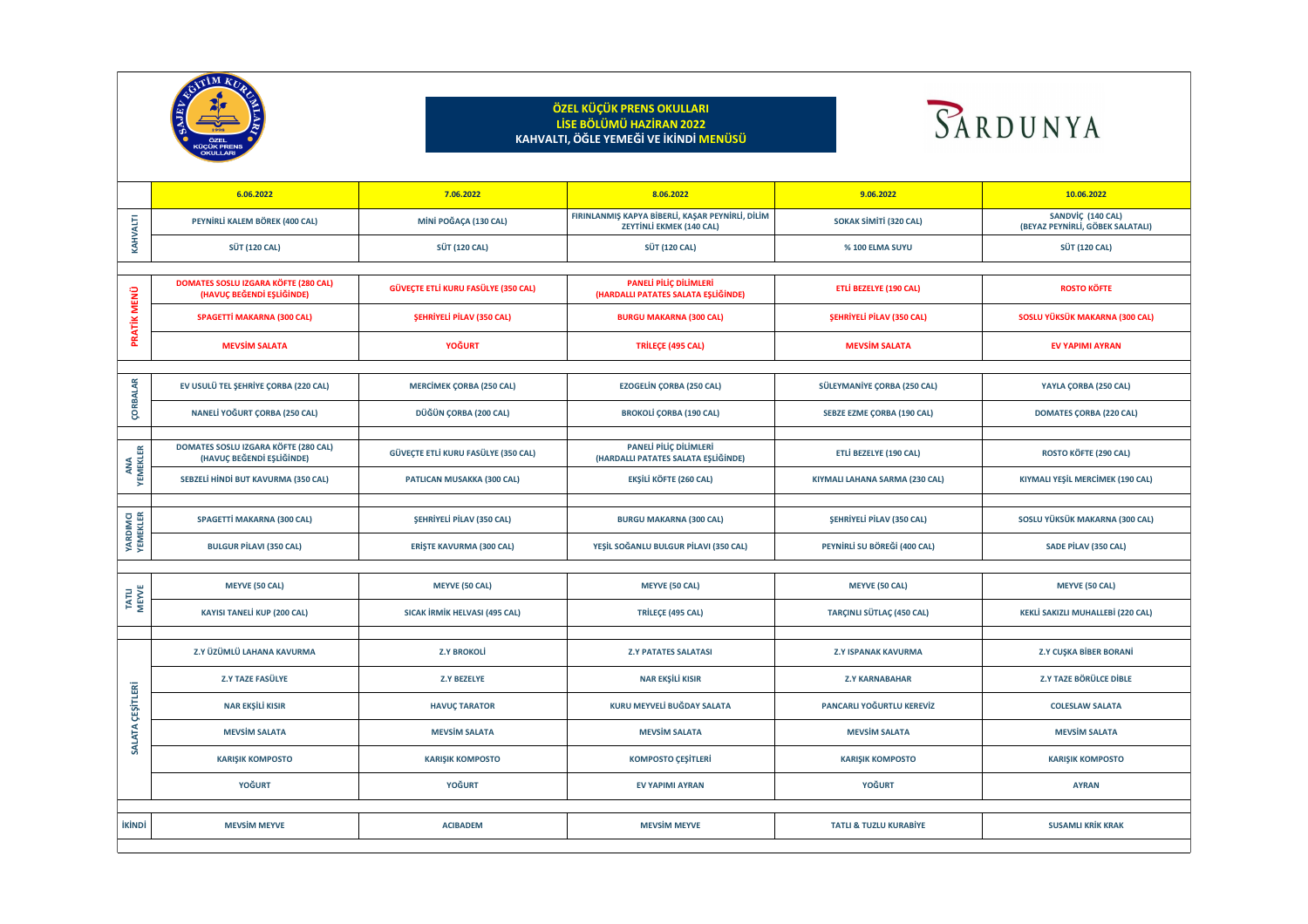# ÖZEL KÜÇÜK PRENS OKULLARI
## LİSE BÖLÜMÜ HAZİRAN 2022
## KAHVALTI, ÖĞLE YEMEĞİ VE İKİNDİ MENÜSÜ

SARDUNYA

| | 6.06.2022 | 7.06.2022 | 8.06.2022 | 9.06.2022 | 10.06.2022 |
|---|---|---|---|---|---|
| KAHVALTI | PEYNİRLİ KALEM BÖREK (400 CAL) | MİNİ POĞAÇA (130 CAL) | FIRINLANMIŞ KAPYA BİBERLİ, KAŞAR PEYNİRLİ, DİLİM ZEYTİNLİ EKMEK (140 CAL) | SOKAK SİMİTİ (320 CAL) | SANDVİÇ (140 CAL) (BEYAZ PEYNİRLİ, GÖBEK SALATALI) |
| | SÜT (120 CAL) | SÜT (120 CAL) | SÜT (120 CAL) | % 100 ELMA SUYU | SÜT (120 CAL) |
| PRATİK MENÜ | DOMATES SOSLU IZGARA KÖFTE (280 CAL) (HAVUÇ BEĞENDİ EŞLİĞİNDE) | GÜVEÇTE ETLİ KURU FASÜLYE (350 CAL) | PANELİ PİLİÇ DİLİMLERİ (HARDALLI PATATES SALATA EŞLİĞİNDE) | ETLİ BEZELYE (190 CAL) | ROSTO KÖFTE |
| | SPAGETTİ MAKARNA (300 CAL) | ŞEHRİYELİ PİLAV (350 CAL) | BURGU MAKARNA (300 CAL) | ŞEHRİYELİ PİLAV (350 CAL) | SOSLU YÜKSÜK MAKARNA (300 CAL) |
| | MEVSİM SALATA | YOĞURT | TRİLEÇE (495 CAL) | MEVSİM SALATA | EV YAPIMI AYRAN |
| ÇORBALAR | EV USULÜ TEL ŞEHRİYE ÇORBA (220 CAL) | MERCİMEK ÇORBA (250 CAL) | EZOGELİN ÇORBA (250 CAL) | SÜLEYMANİYE ÇORBA (250 CAL) | YAYLA ÇORBA (250 CAL) |
| | NANELİ YOĞURT ÇORBA (250 CAL) | DÜĞÜN ÇORBA (200 CAL) | BROKOLİ ÇORBA (190 CAL) | SEBZE EZME ÇORBA (190 CAL) | DOMATES ÇORBA (220 CAL) |
| ANA YEMEKLER | DOMATES SOSLU IZGARA KÖFTE (280 CAL) (HAVUÇ BEĞENDİ EŞLİĞİNDE) | GÜVEÇTE ETLİ KURU FASÜLYE (350 CAL) | PANELİ PİLİÇ DİLİMLERİ (HARDALLI PATATES SALATA EŞLİĞİNDE) | ETLİ BEZELYE (190 CAL) | ROSTO KÖFTE (290 CAL) |
| | SEBZELİ HİNDİ BUT KAVURMA (350 CAL) | PATLICAN MUSAKKA (300 CAL) | EKŞİLİ KÖFTE (260 CAL) | KIYMALI LAHANA SARMA (230 CAL) | KIYMALI YEŞİL MERCİMEK (190 CAL) |
| YARDIMCI YEMEKLER | SPAGETTİ MAKARNA (300 CAL) | ŞEHRİYELİ PİLAV (350 CAL) | BURGU MAKARNA (300 CAL) | ŞEHRİYELİ PİLAV (350 CAL) | SOSLU YÜKSÜK MAKARNA (300 CAL) |
| | BULGUR PİLAVI (350 CAL) | ERİŞTE KAVURMA (300 CAL) | YEŞİL SOĞANLU BULGUR PİLAVI (350 CAL) | PEYNİRLİ SU BÖREĞİ (400 CAL) | SADE PİLAV (350 CAL) |
| TATLI MEYVE | MEYVE (50 CAL) | MEYVE (50 CAL) | MEYVE (50 CAL) | MEYVE (50 CAL) | MEYVE (50 CAL) |
| | KAYISI TANELİ KUP (200 CAL) | SICAK İRMİK HELVASI (495 CAL) | TRİLEÇE (495 CAL) | TARÇINLI SÜTLAÇ (450 CAL) | KEKLİ SAKIZLI MUHALLEBİ (220 CAL) |
| SALATA ÇEŞİTLERİ | Z.Y ÜZÜMLÜ LAHANA KAVURMA | Z.Y BROKOLİ | Z.Y PATATES SALATASI | Z.Y ISPANAK KAVURMA | Z.Y CUŞKA BİBER BORANİ |
| | Z.Y TAZE FASÜLYE | Z.Y BEZELYE | NAR EKŞİLİ KISIR | Z.Y KARNABAHAR | Z.Y TAZE BÖRÜLCE DİBLE |
| | NAR EKŞİLİ KISIR | HAVUÇ TARATOR | KURU MEYVELİ BUĞDAY SALATA | PANCARLI YOĞURTLU KEREVİZ | COLESLAW SALATA |
| | MEVSİM SALATA | MEVSİM SALATA | MEVSİM SALATA | MEVSİM SALATA | MEVSİM SALATA |
| | KARIŞIK KOMPOSTO | KARIŞIK KOMPOSTO | KOMPOSTO ÇEŞİTLERİ | KARIŞIK KOMPOSTO | KARIŞIK KOMPOSTO |
| | YOĞURT | YOĞURT | EV YAPIMI AYRAN | YOĞURT | AYRAN |
| İKİNDİ | MEVSİM MEYVE | ACIBADEM | MEVSİM MEYVE | TATLI & TUZLU KURABİYE | SUSAMLI KRİK KRAK |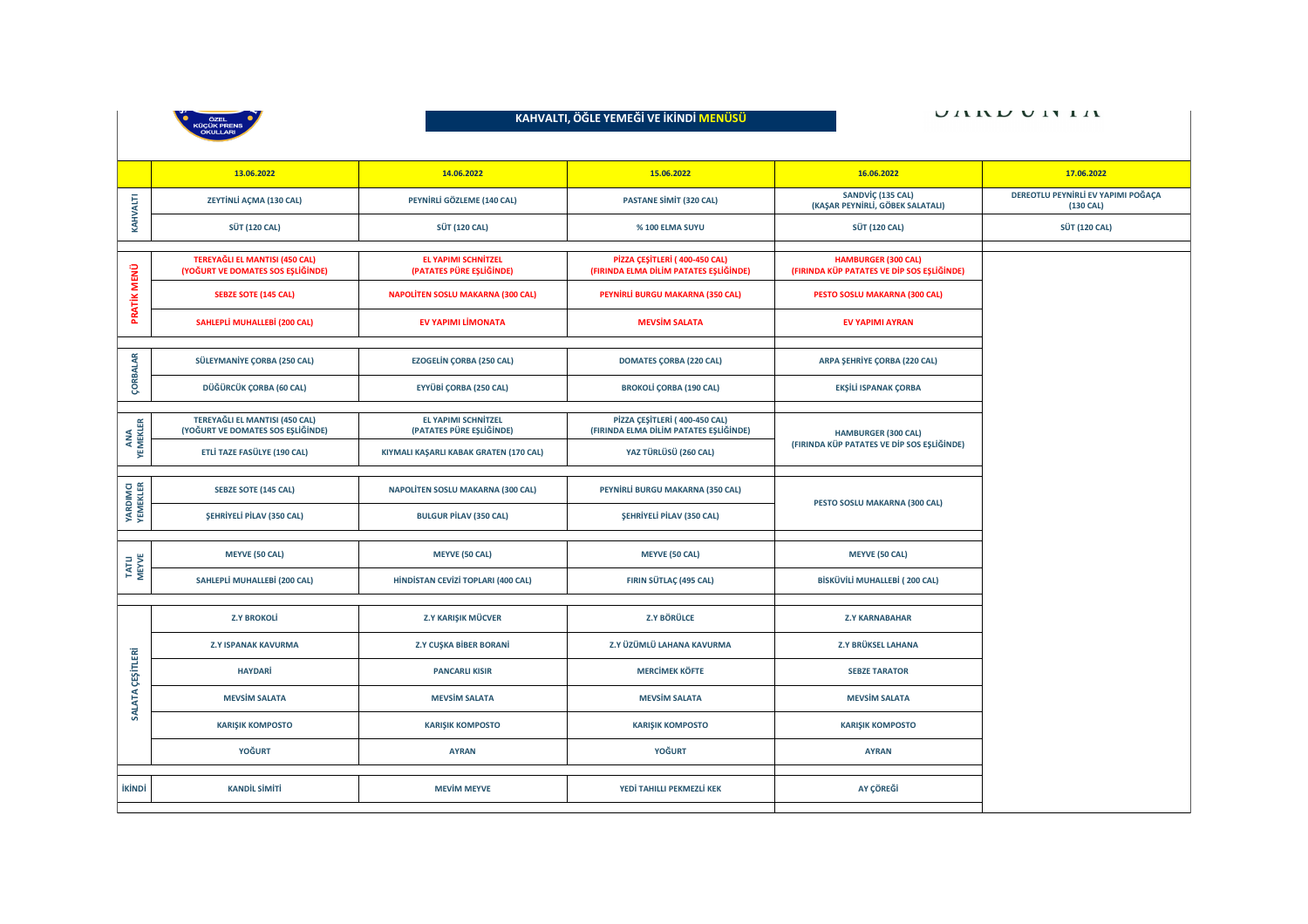ÖZEL KÜÇÜK PRENS OKULLARI

## KAHVALTI, ÖĞLE YEMEĞİ VE İKİNDİ MENÜSÜ

SARDUNYA

| | 13.06.2022 | 14.06.2022 | 15.06.2022 | 16.06.2022 | 17.06.2022 |
|---|---|---|---|---|---|
| KAHVALTI | ZEYTİNLİ AÇMA (130 CAL) | PEYNİRLİ GÖZLEME (140 CAL) | PASTANE SİMİT (320 CAL) | SANDVİÇ (135 CAL) (KAŞAR PEYNİRLİ, GÖBEK SALATALI) | DEREOTLU PEYNİRLİ EV YAPIMI POĞAÇA (130 CAL) |
| | SÜT (120 CAL) | SÜT (120 CAL) | % 100 ELMA SUYU | SÜT (120 CAL) | SÜT (120 CAL) |
| PRATİK MENÜ | TEREYAĞLI EL MANTISI (450 CAL) (YOĞURT VE DOMATES SOS EŞLİĞİNDE) | EL YAPIMI SCHNİTZEL (PATATES PÜRE EŞLİĞİNDE) | PİZZA ÇEŞİTLERİ ( 400-450 CAL) (FIRINDA ELMA DİLİM PATATES EŞLİĞİNDE) | HAMBURGER (300 CAL) (FIRINDA KÜP PATATES VE DİP SOS EŞLİĞİNDE) | |
| | SEBZE SOTE (145 CAL) | NAPOLİTEN SOSLU MAKARNA (300 CAL) | PEYNİRLİ BURGU MAKARNA (350 CAL) | PESTO SOSLU MAKARNA (300 CAL) | |
| | SAHLEPLİ MUHALLEBİ (200 CAL) | EV YAPIMI LİMONATA | MEVSİM SALATA | EV YAPIMI AYRAN | |
| ÇORBALAR | SÜLEYMANİYE ÇORBA (250 CAL) | EZOGELİN ÇORBA (250 CAL) | DOMATES ÇORBA (220 CAL) | ARPA ŞEHRİYE ÇORBA (220 CAL) | |
| | DÜĞÜRCÜK ÇORBA (60 CAL) | EYYÜBİ ÇORBA (250 CAL) | BROKOLİ ÇORBA (190 CAL) | EKŞİLİ ISPANAK ÇORBA | |
| ANA YEMEKLER | TEREYAĞLI EL MANTISI (450 CAL) (YOĞURT VE DOMATES SOS EŞLİĞİNDE) | EL YAPIMI SCHNİTZEL (PATATES PÜRE EŞLİĞİNDE) | PİZZA ÇEŞİTLERİ ( 400-450 CAL) (FIRINDA ELMA DİLİM PATATES EŞLİĞİNDE) | HAMBURGER (300 CAL) (FIRINDA KÜP PATATES VE DİP SOS EŞLİĞİNDE) | |
| | ETLİ TAZE FASÜLYE (190 CAL) | KIYMALI KAŞARLI KABAK GRATEN (170 CAL) | YAZ TÜRLÜSÜ (260 CAL) | | |
| YARDIMCI YEMEKLER | SEBZE SOTE (145 CAL) | NAPOLİTEN SOSLU MAKARNA (300 CAL) | PEYNİRLİ BURGU MAKARNA (350 CAL) | PESTO SOSLU MAKARNA (300 CAL) | |
| | ŞEHRİYELİ PİLAV (350 CAL) | BULGUR PİLAV (350 CAL) | ŞEHRİYELİ PİLAV (350 CAL) | | |
| TATLI MEYVE | MEYVE (50 CAL) | MEYVE (50 CAL) | MEYVE (50 CAL) | MEYVE (50 CAL) | |
| | SAHLEPLİ MUHALLEBİ (200 CAL) | HİNDİSTAN CEVİZİ TOPLARI (400 CAL) | FIRIN SÜTLAÇ (495 CAL) | BİSKÜVİLİ MUHALLEBİ ( 200 CAL) | |
| SALATA ÇEŞİTLERİ | Z.Y BROKOLİ | Z.Y KARIŞIK MÜCVER | Z.Y BÖRÜLCE | Z.Y KARNABAHAR | |
| | Z.Y ISPANAK KAVURMA | Z.Y CUŞKA BİBER BORANİ | Z.Y ÜZÜMLÜ LAHANA KAVURMA | Z.Y BRÜKSEL LAHANA | |
| | HAYDARİ | PANCARLI KISIR | MERCİMEK KÖFTE | SEBZE TARATOR | |
| | MEVSİM SALATA | MEVSİM SALATA | MEVSİM SALATA | MEVSİM SALATA | |
| | KARIŞIK KOMPOSTO | KARIŞIK KOMPOSTO | KARIŞIK KOMPOSTO | KARIŞIK KOMPOSTO | |
| | YOĞURT | AYRAN | YOĞURT | AYRAN | |
| İKİNDİ | KANDİL SİMİTİ | MEVİM MEYVE | YEDİ TAHILLI PEKMEZLİ KEK | AY ÇÖREĞİ | |